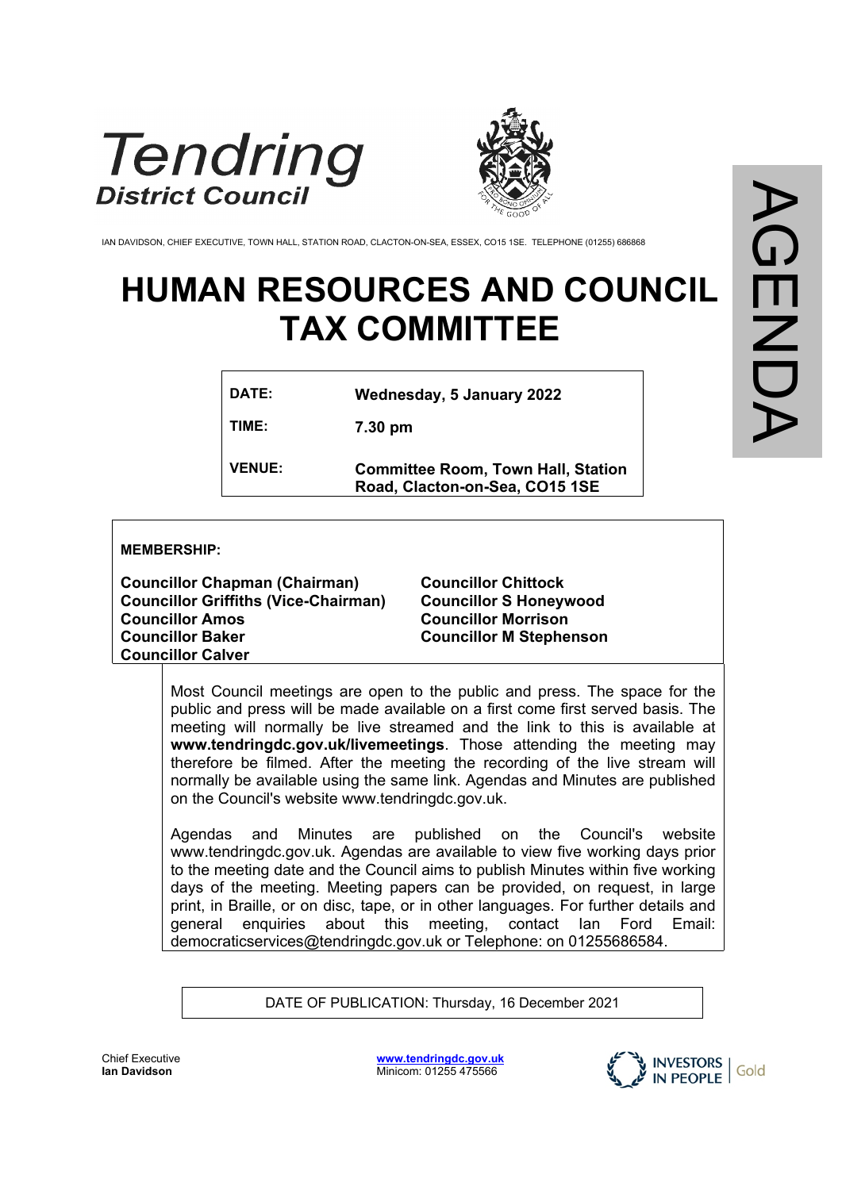Tendring District Council

IAN DAVIDSON, CHIEF EXECUTIVE, TOWN HALL, STATION ROAD, CLACTON-ON-SEA, ESSEX, CO15 1SE. TELEPHONE (01255) 686868

AGENDA

# HUMAN RESOURCES AND COUNCIL TAX COMMITTEE

| | |
|---|---|
| **DATE:** | **Wednesday, 5 January 2022** |
| **TIME:** | **7.30 pm** |
| **VENUE:** | **Committee Room, Town Hall, Station Road, Clacton-on-Sea, CO15 1SE** |

**MEMBERSHIP:**

**Councillor Chapman (Chairman)**
**Councillor Griffiths (Vice-Chairman)**
**Councillor Amos**
**Councillor Baker**
**Councillor Calver**
**Councillor Chittock**
**Councillor S Honeywood**
**Councillor Morrison**
**Councillor M Stephenson**

Most Council meetings are open to the public and press. The space for the public and press will be made available on a first come first served basis. The meeting will normally be live streamed and the link to this is available at **www.tendringdc.gov.uk/livemeetings**. Those attending the meeting may therefore be filmed. After the meeting the recording of the live stream will normally be available using the same link. Agendas and Minutes are published on the Council's website www.tendringdc.gov.uk.

Agendas and Minutes are published on the Council's website www.tendringdc.gov.uk. Agendas are available to view five working days prior to the meeting date and the Council aims to publish Minutes within five working days of the meeting. Meeting papers can be provided, on request, in large print, in Braille, or on disc, tape, or in other languages. For further details and general enquiries about this meeting, contact Ian Ford Email: democraticservices@tendringdc.gov.uk or Telephone: on 01255686584.

DATE OF PUBLICATION: Thursday, 16 December 2021

Chief Executive
**Ian Davidson**

**www.tendringdc.gov.uk**
Minicom: 01255 475566

INVESTORS IN PEOPLE | Gold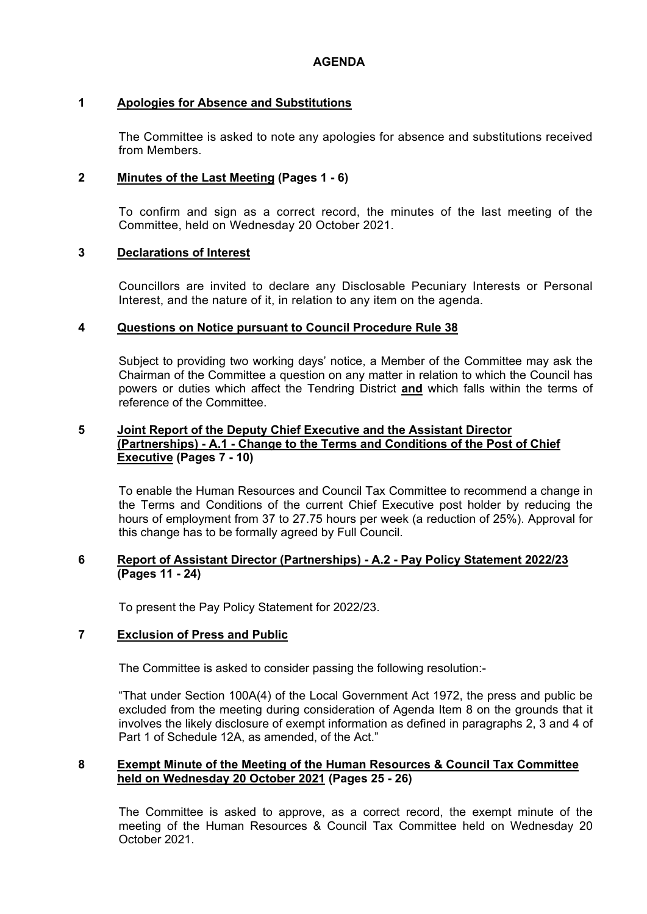# AGENDA

## 1 Apologies for Absence and Substitutions

The Committee is asked to note any apologies for absence and substitutions received from Members.

## 2 Minutes of the Last Meeting (Pages 1 - 6)

To confirm and sign as a correct record, the minutes of the last meeting of the Committee, held on Wednesday 20 October 2021.

## 3 Declarations of Interest

Councillors are invited to declare any Disclosable Pecuniary Interests or Personal Interest, and the nature of it, in relation to any item on the agenda.

## 4 Questions on Notice pursuant to Council Procedure Rule 38

Subject to providing two working days' notice, a Member of the Committee may ask the Chairman of the Committee a question on any matter in relation to which the Council has powers or duties which affect the Tendring District **and** which falls within the terms of reference of the Committee.

## 5 Joint Report of the Deputy Chief Executive and the Assistant Director (Partnerships) - A.1 - Change to the Terms and Conditions of the Post of Chief Executive (Pages 7 - 10)

To enable the Human Resources and Council Tax Committee to recommend a change in the Terms and Conditions of the current Chief Executive post holder by reducing the hours of employment from 37 to 27.75 hours per week (a reduction of 25%). Approval for this change has to be formally agreed by Full Council.

## 6 Report of Assistant Director (Partnerships) - A.2 - Pay Policy Statement 2022/23 (Pages 11 - 24)

To present the Pay Policy Statement for 2022/23.

## 7 Exclusion of Press and Public

The Committee is asked to consider passing the following resolution:-

"That under Section 100A(4) of the Local Government Act 1972, the press and public be excluded from the meeting during consideration of Agenda Item 8 on the grounds that it involves the likely disclosure of exempt information as defined in paragraphs 2, 3 and 4 of Part 1 of Schedule 12A, as amended, of the Act."

## 8 Exempt Minute of the Meeting of the Human Resources & Council Tax Committee held on Wednesday 20 October 2021 (Pages 25 - 26)

The Committee is asked to approve, as a correct record, the exempt minute of the meeting of the Human Resources & Council Tax Committee held on Wednesday 20 October 2021.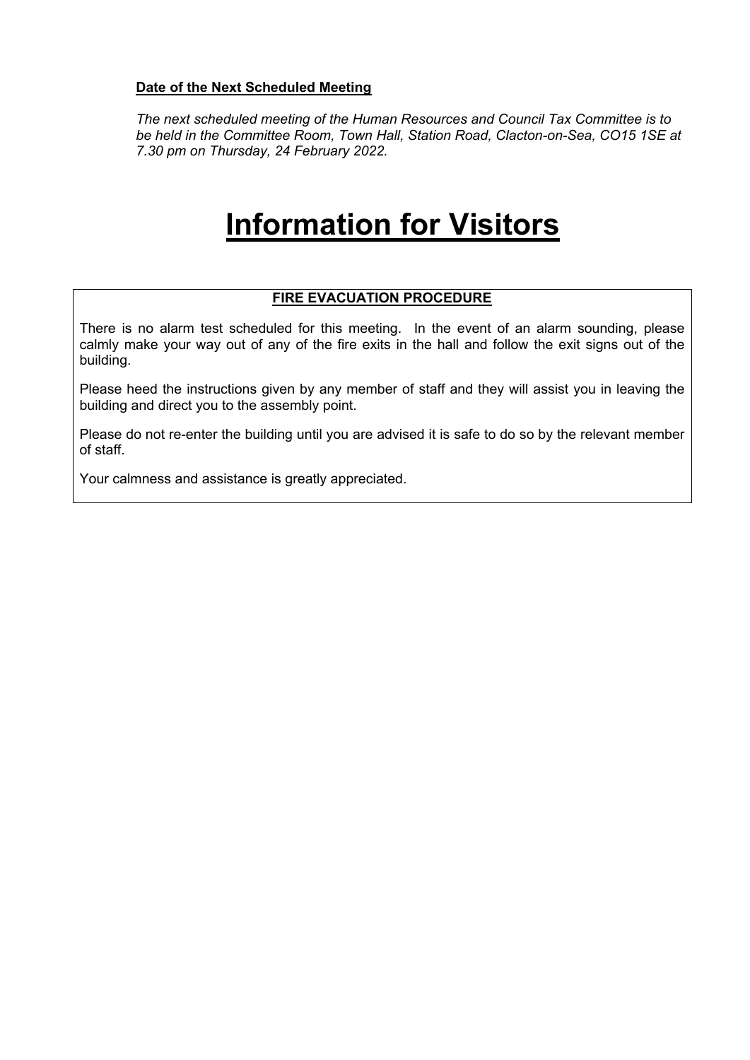**Date of the Next Scheduled Meeting**

*The next scheduled meeting of the Human Resources and Council Tax Committee is to be held in the Committee Room, Town Hall, Station Road, Clacton-on-Sea, CO15 1SE at 7.30 pm on Thursday, 24 February 2022.*

# Information for Visitors

**FIRE EVACUATION PROCEDURE**

There is no alarm test scheduled for this meeting. In the event of an alarm sounding, please calmly make your way out of any of the fire exits in the hall and follow the exit signs out of the building.

Please heed the instructions given by any member of staff and they will assist you in leaving the building and direct you to the assembly point.

Please do not re-enter the building until you are advised it is safe to do so by the relevant member of staff.

Your calmness and assistance is greatly appreciated.